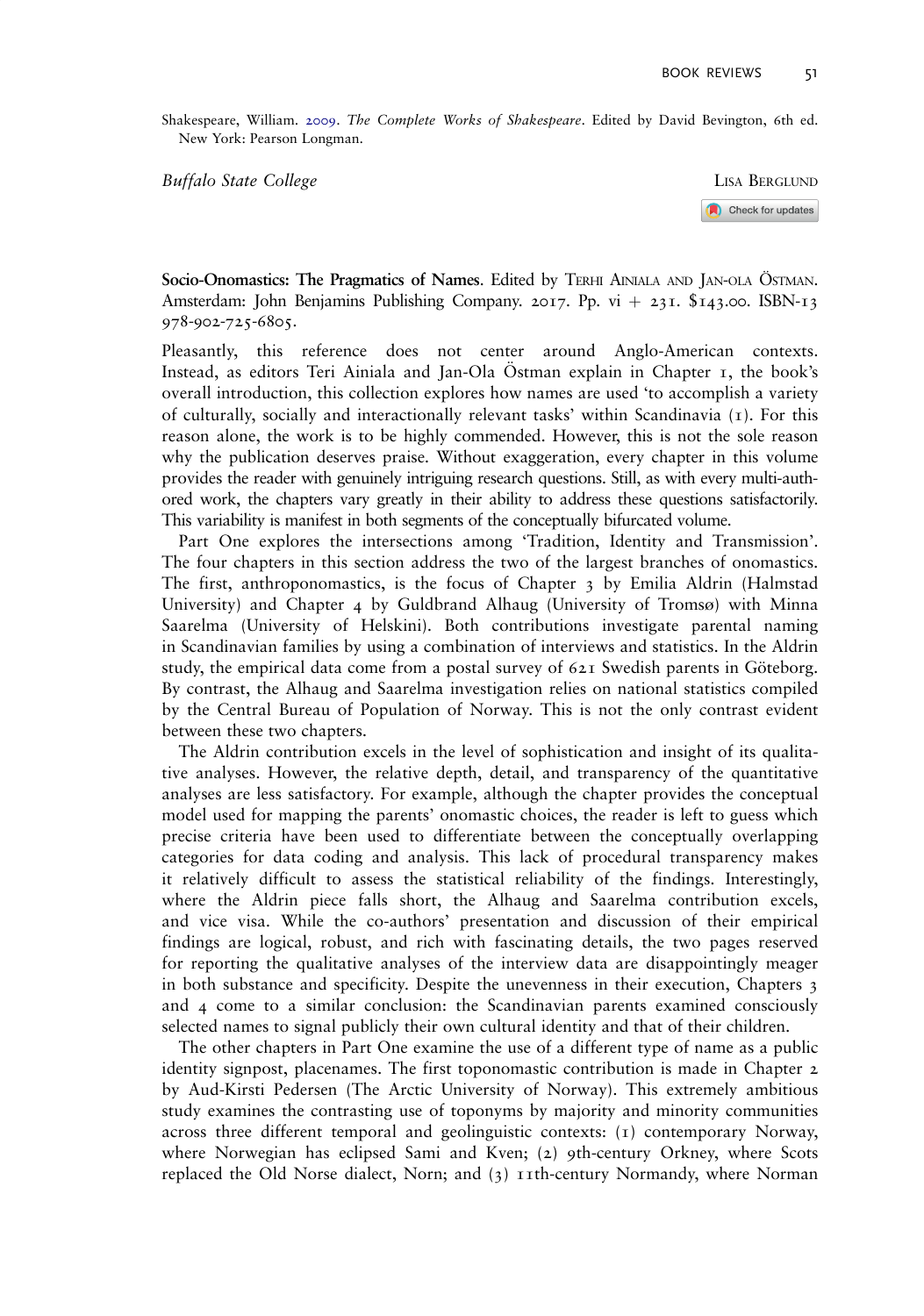Shakespeare, William. 2009. *The Complete Works of Shakespeare*. Edited by David Bevington, 6th ed. New York: Pearson Longman.

*Buffalo State College* LISA BERGLUND

**Socio-Onomastics: The Pragmatics of Names**. Edited by TERHI AINIALA AND JAN-OLA ÖSTMAN. Amsterdam: John Benjamins Publishing Company. 2017. Pp. vi + 231. $143.00. ISBN-13 978-902-725-6805.

Pleasantly, this reference does not center around Anglo-American contexts. Instead, as editors Teri Ainiala and Jan-Ola Östman explain in Chapter 1, the book's overall introduction, this collection explores how names are used 'to accomplish a variety of culturally, socially and interactionally relevant tasks' within Scandinavia (1). For this reason alone, the work is to be highly commended. However, this is not the sole reason why the publication deserves praise. Without exaggeration, every chapter in this volume provides the reader with genuinely intriguing research questions. Still, as with every multi-authored work, the chapters vary greatly in their ability to address these questions satisfactorily. This variability is manifest in both segments of the conceptually bifurcated volume.

Part One explores the intersections among 'Tradition, Identity and Transmission'. The four chapters in this section address the two of the largest branches of onomastics. The first, anthroponomastics, is the focus of Chapter 3 by Emilia Aldrin (Halmstad University) and Chapter 4 by Guldbrand Alhaug (University of Tromsø) with Minna Saarelma (University of Helskini). Both contributions investigate parental naming in Scandinavian families by using a combination of interviews and statistics. In the Aldrin study, the empirical data come from a postal survey of 621 Swedish parents in Göteborg. By contrast, the Alhaug and Saarelma investigation relies on national statistics compiled by the Central Bureau of Population of Norway. This is not the only contrast evident between these two chapters.

The Aldrin contribution excels in the level of sophistication and insight of its qualitative analyses. However, the relative depth, detail, and transparency of the quantitative analyses are less satisfactory. For example, although the chapter provides the conceptual model used for mapping the parents' onomastic choices, the reader is left to guess which precise criteria have been used to differentiate between the conceptually overlapping categories for data coding and analysis. This lack of procedural transparency makes it relatively difficult to assess the statistical reliability of the findings. Interestingly, where the Aldrin piece falls short, the Alhaug and Saarelma contribution excels, and vice visa. While the co-authors' presentation and discussion of their empirical findings are logical, robust, and rich with fascinating details, the two pages reserved for reporting the qualitative analyses of the interview data are disappointingly meager in both substance and specificity. Despite the unevenness in their execution, Chapters 3 and 4 come to a similar conclusion: the Scandinavian parents examined consciously selected names to signal publicly their own cultural identity and that of their children.

The other chapters in Part One examine the use of a different type of name as a public identity signpost, placenames. The first toponomastic contribution is made in Chapter 2 by Aud-Kirsti Pedersen (The Arctic University of Norway). This extremely ambitious study examines the contrasting use of toponyms by majority and minority communities across three different temporal and geolinguistic contexts: (1) contemporary Norway, where Norwegian has eclipsed Sami and Kven; (2) 9th-century Orkney, where Scots replaced the Old Norse dialect, Norn; and (3) 11th-century Normandy, where Norman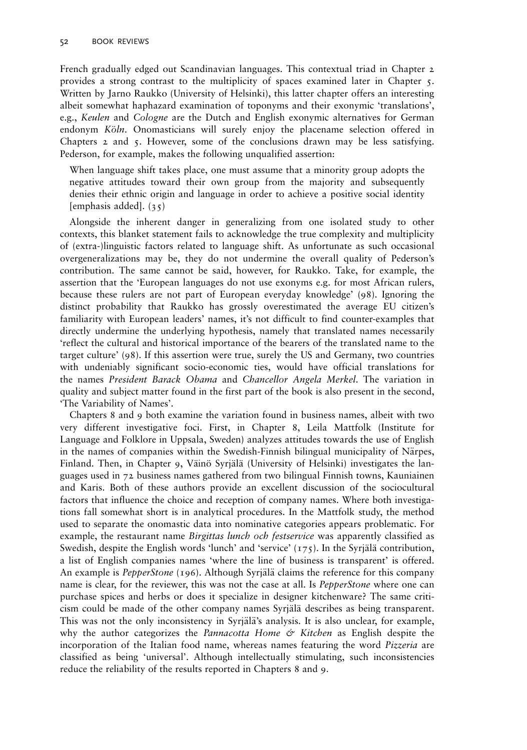French gradually edged out Scandinavian languages. This contextual triad in Chapter 2 provides a strong contrast to the multiplicity of spaces examined later in Chapter 5. Written by Jarno Raukko (University of Helsinki), this latter chapter offers an interesting albeit somewhat haphazard examination of toponyms and their exonymic 'translations', e.g., *Keulen* and *Cologne* are the Dutch and English exonymic alternatives for German endonym *Köln*. Onomasticians will surely enjoy the placename selection offered in Chapters 2 and 5. However, some of the conclusions drawn may be less satisfying. Pederson, for example, makes the following unqualified assertion:

> When language shift takes place, one must assume that a minority group adopts the negative attitudes toward their own group from the majority and subsequently denies their ethnic origin and language in order to achieve a positive social identity [emphasis added]. (35)

Alongside the inherent danger in generalizing from one isolated study to other contexts, this blanket statement fails to acknowledge the true complexity and multiplicity of (extra-)linguistic factors related to language shift. As unfortunate as such occasional overgeneralizations may be, they do not undermine the overall quality of Pederson's contribution. The same cannot be said, however, for Raukko. Take, for example, the assertion that the 'European languages do not use exonyms e.g. for most African rulers, because these rulers are not part of European everyday knowledge' (98). Ignoring the distinct probability that Raukko has grossly overestimated the average EU citizen's familiarity with European leaders' names, it's not difficult to find counter-examples that directly undermine the underlying hypothesis, namely that translated names necessarily 'reflect the cultural and historical importance of the bearers of the translated name to the target culture' (98). If this assertion were true, surely the US and Germany, two countries with undeniably significant socio-economic ties, would have official translations for the names *President Barack Obama* and *Chancellor Angela Merkel*. The variation in quality and subject matter found in the first part of the book is also present in the second, 'The Variability of Names'.

Chapters 8 and 9 both examine the variation found in business names, albeit with two very different investigative foci. First, in Chapter 8, Leila Mattfolk (Institute for Language and Folklore in Uppsala, Sweden) analyzes attitudes towards the use of English in the names of companies within the Swedish-Finnish bilingual municipality of Närpes, Finland. Then, in Chapter 9, Väinö Syrjälä (University of Helsinki) investigates the languages used in 72 business names gathered from two bilingual Finnish towns, Kauniainen and Karis. Both of these authors provide an excellent discussion of the sociocultural factors that influence the choice and reception of company names. Where both investigations fall somewhat short is in analytical procedures. In the Mattfolk study, the method used to separate the onomastic data into nominative categories appears problematic. For example, the restaurant name *Birgittas lunch och festservice* was apparently classified as Swedish, despite the English words 'lunch' and 'service' (175). In the Syrjälä contribution, a list of English companies names 'where the line of business is transparent' is offered. An example is *PepperStone* (196). Although Syrjälä claims the reference for this company name is clear, for the reviewer, this was not the case at all. Is *PepperStone* where one can purchase spices and herbs or does it specialize in designer kitchenware? The same criticism could be made of the other company names Syrjälä describes as being transparent. This was not the only inconsistency in Syrjälä's analysis. It is also unclear, for example, why the author categorizes the *Pannacotta Home & Kitchen* as English despite the incorporation of the Italian food name, whereas names featuring the word *Pizzeria* are classified as being 'universal'. Although intellectually stimulating, such inconsistencies reduce the reliability of the results reported in Chapters 8 and 9.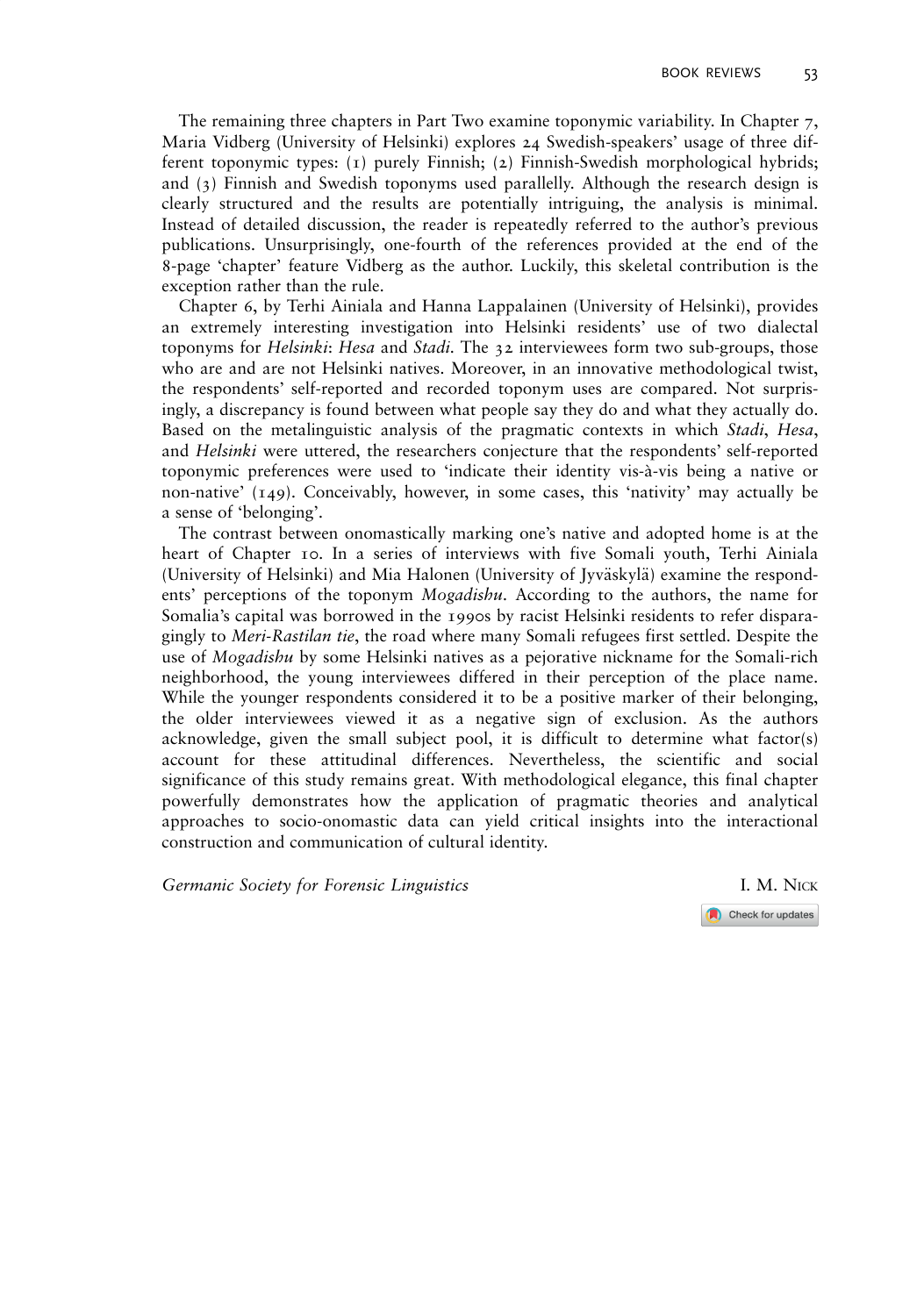The remaining three chapters in Part Two examine toponymic variability. In Chapter 7, Maria Vidberg (University of Helsinki) explores 24 Swedish-speakers' usage of three different toponymic types: (1) purely Finnish; (2) Finnish-Swedish morphological hybrids; and (3) Finnish and Swedish toponyms used parallelly. Although the research design is clearly structured and the results are potentially intriguing, the analysis is minimal. Instead of detailed discussion, the reader is repeatedly referred to the author's previous publications. Unsurprisingly, one-fourth of the references provided at the end of the 8-page 'chapter' feature Vidberg as the author. Luckily, this skeletal contribution is the exception rather than the rule.

Chapter 6, by Terhi Ainiala and Hanna Lappalainen (University of Helsinki), provides an extremely interesting investigation into Helsinki residents' use of two dialectal toponyms for *Helsinki*: *Hesa* and *Stadi*. The 32 interviewees form two sub-groups, those who are and are not Helsinki natives. Moreover, in an innovative methodological twist, the respondents' self-reported and recorded toponym uses are compared. Not surprisingly, a discrepancy is found between what people say they do and what they actually do. Based on the metalinguistic analysis of the pragmatic contexts in which *Stadi*, *Hesa*, and *Helsinki* were uttered, the researchers conjecture that the respondents' self-reported toponymic preferences were used to 'indicate their identity vis-à-vis being a native or non-native' (149). Conceivably, however, in some cases, this 'nativity' may actually be a sense of 'belonging'.

The contrast between onomastically marking one's native and adopted home is at the heart of Chapter 10. In a series of interviews with five Somali youth, Terhi Ainiala (University of Helsinki) and Mia Halonen (University of Jyväskylä) examine the respondents' perceptions of the toponym *Mogadishu*. According to the authors, the name for Somalia's capital was borrowed in the 1990s by racist Helsinki residents to refer disparagingly to *Meri-Rastilan tie*, the road where many Somali refugees first settled. Despite the use of *Mogadishu* by some Helsinki natives as a pejorative nickname for the Somali-rich neighborhood, the young interviewees differed in their perception of the place name. While the younger respondents considered it to be a positive marker of their belonging, the older interviewees viewed it as a negative sign of exclusion. As the authors acknowledge, given the small subject pool, it is difficult to determine what factor(s) account for these attitudinal differences. Nevertheless, the scientific and social significance of this study remains great. With methodological elegance, this final chapter powerfully demonstrates how the application of pragmatic theories and analytical approaches to socio-onomastic data can yield critical insights into the interactional construction and communication of cultural identity.

*Germanic Society for Forensic Linguistics* I. M. Nick